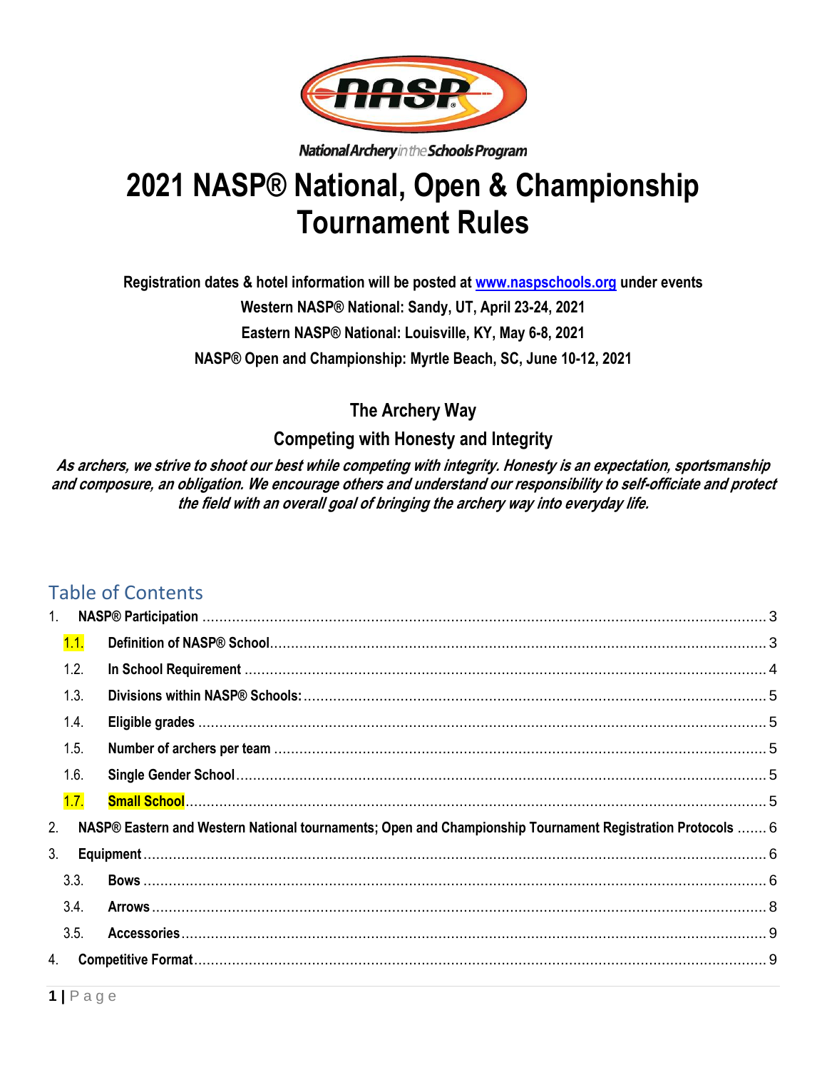National Archery in the Schools Program

# 2021 NASP® National, Open & Championship Tournament Rules

**Registration dates & hotel information will be posted at [www.naspschools.org](http://www.naspschools.org) under events**

**Western NASP® National: Sandy, UT, April 23-24, 2021**

**Eastern NASP® National: Louisville, KY, May 6-8, 2021**

**NASP® Open and Championship: Myrtle Beach, SC, June 10-12, 2021**

## The Archery Way

### Competing with Honesty and Integrity

***As archers, we strive to shoot our best while competing with integrity. Honesty is an expectation, sportsmanship and composure, an obligation. We encourage others and understand our responsibility to self-officiate and protect the field with an overall goal of bringing the archery way into everyday life.***

## Table of Contents

1. **NASP® Participation** ..... 3
   - 1.1. **Definition of NASP® School** ..... 3
   - 1.2. **In School Requirement** ..... 4
   - 1.3. **Divisions within NASP® Schools:** ..... 5
   - 1.4. **Eligible grades** ..... 5
   - 1.5. **Number of archers per team** ..... 5
   - 1.6. **Single Gender School** ..... 5
   - 1.7. **Small School** ..... 5
2. **NASP® Eastern and Western National tournaments; Open and Championship Tournament Registration Protocols** ..... 6
3. **Equipment** ..... 6
   - 3.3. **Bows** ..... 6
   - 3.4. **Arrows** ..... 8
   - 3.5. **Accessories** ..... 9
4. **Competitive Format** ..... 9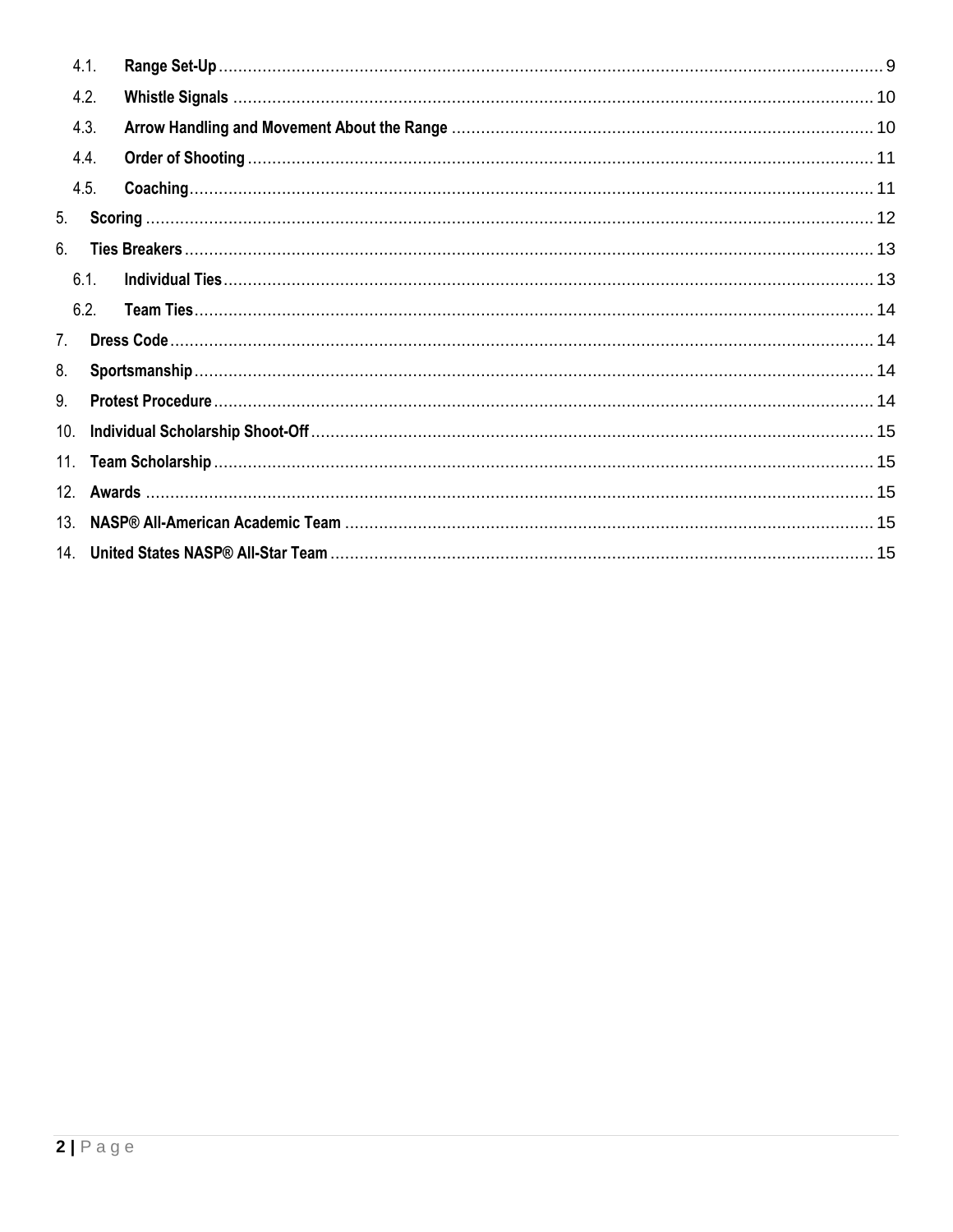- 4.1. **Range Set-Up** ........ 9
- 4.2. **Whistle Signals** ........ 10
- 4.3. **Arrow Handling and Movement About the Range** ........ 10
- 4.4. **Order of Shooting** ........ 11
- 4.5. **Coaching** ........ 11

5. **Scoring** ........ 12
6. **Ties Breakers** ........ 13
   - 6.1. **Individual Ties** ........ 13
   - 6.2. **Team Ties** ........ 14
7. **Dress Code** ........ 14
8. **Sportsmanship** ........ 14
9. **Protest Procedure** ........ 14
10. **Individual Scholarship Shoot-Off** ........ 15
11. **Team Scholarship** ........ 15
12. **Awards** ........ 15
13. **NASP® All-American Academic Team** ........ 15
14. **United States NASP® All-Star Team** ........ 15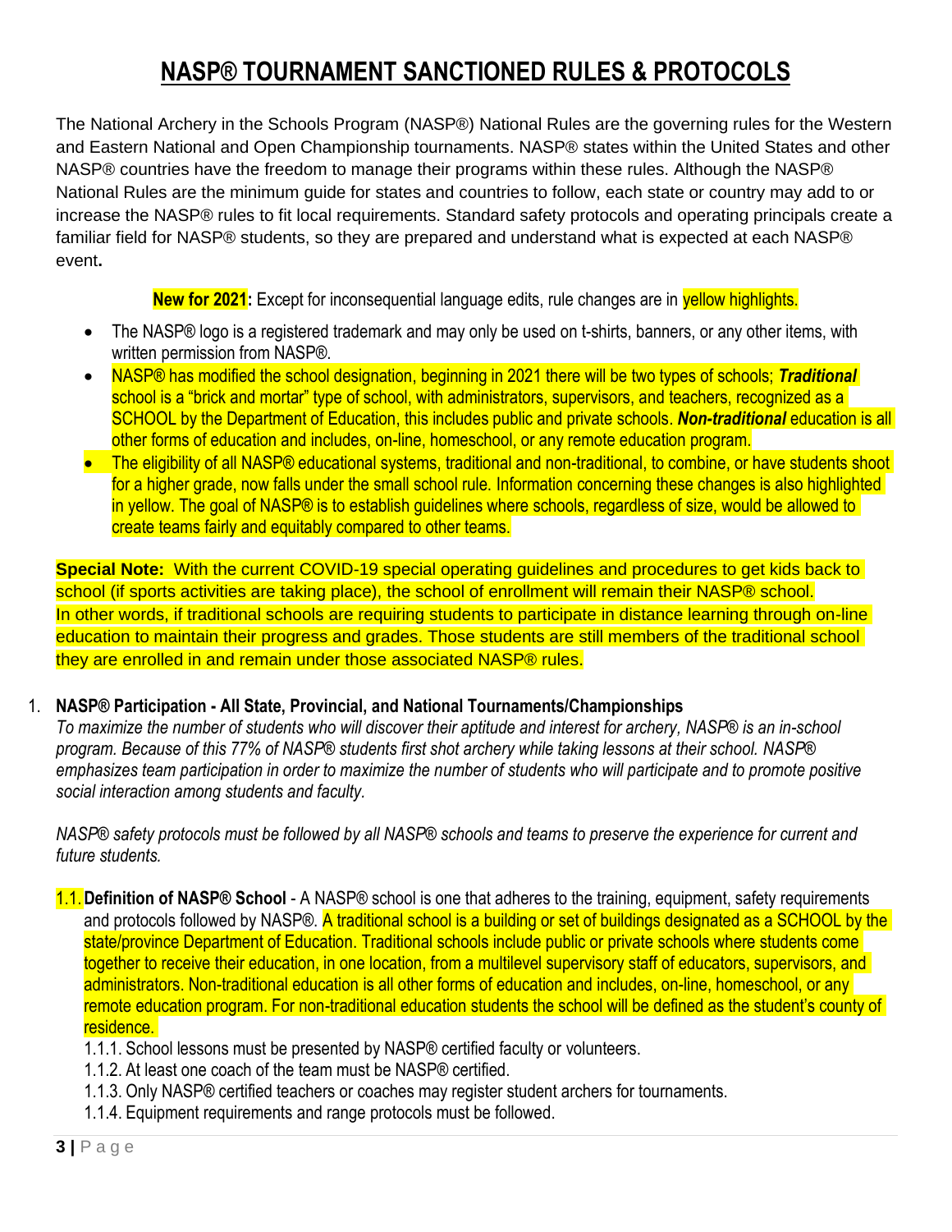# NASP® TOURNAMENT SANCTIONED RULES & PROTOCOLS

The National Archery in the Schools Program (NASP®) National Rules are the governing rules for the Western and Eastern National and Open Championship tournaments. NASP® states within the United States and other NASP® countries have the freedom to manage their programs within these rules. Although the NASP® National Rules are the minimum guide for states and countries to follow, each state or country may add to or increase the NASP® rules to fit local requirements. Standard safety protocols and operating principals create a familiar field for NASP® students, so they are prepared and understand what is expected at each NASP® event**.**

**New for 2021:** Except for inconsequential language edits, rule changes are in yellow highlights.

- The NASP® logo is a registered trademark and may only be used on t-shirts, banners, or any other items, with written permission from NASP®.
- NASP® has modified the school designation, beginning in 2021 there will be two types of schools; ***Traditional*** school is a "brick and mortar" type of school, with administrators, supervisors, and teachers, recognized as a SCHOOL by the Department of Education, this includes public and private schools. ***Non-traditional*** education is all other forms of education and includes, on-line, homeschool, or any remote education program.
- The eligibility of all NASP® educational systems, traditional and non-traditional, to combine, or have students shoot for a higher grade, now falls under the small school rule. Information concerning these changes is also highlighted in yellow. The goal of NASP® is to establish guidelines where schools, regardless of size, would be allowed to create teams fairly and equitably compared to other teams.

**Special Note:** With the current COVID-19 special operating guidelines and procedures to get kids back to school (if sports activities are taking place), the school of enrollment will remain their NASP® school. In other words, if traditional schools are requiring students to participate in distance learning through on-line education to maintain their progress and grades. Those students are still members of the traditional school they are enrolled in and remain under those associated NASP® rules.

1. **NASP® Participation - All State, Provincial, and National Tournaments/Championships**

   *To maximize the number of students who will discover their aptitude and interest for archery, NASP® is an in-school program. Because of this 77% of NASP® students first shot archery while taking lessons at their school. NASP® emphasizes team participation in order to maximize the number of students who will participate and to promote positive social interaction among students and faculty.*

   *NASP® safety protocols must be followed by all NASP® schools and teams to preserve the experience for current and future students.*

   1.1. **Definition of NASP® School** - A NASP® school is one that adheres to the training, equipment, safety requirements and protocols followed by NASP®. A traditional school is a building or set of buildings designated as a SCHOOL by the state/province Department of Education. Traditional schools include public or private schools where students come together to receive their education, in one location, from a multilevel supervisory staff of educators, supervisors, and administrators. Non-traditional education is all other forms of education and includes, on-line, homeschool, or any remote education program. For non-traditional education students the school will be defined as the student's county of residence.

   1.1.1. School lessons must be presented by NASP® certified faculty or volunteers.
   1.1.2. At least one coach of the team must be NASP® certified.
   1.1.3. Only NASP® certified teachers or coaches may register student archers for tournaments.
   1.1.4. Equipment requirements and range protocols must be followed.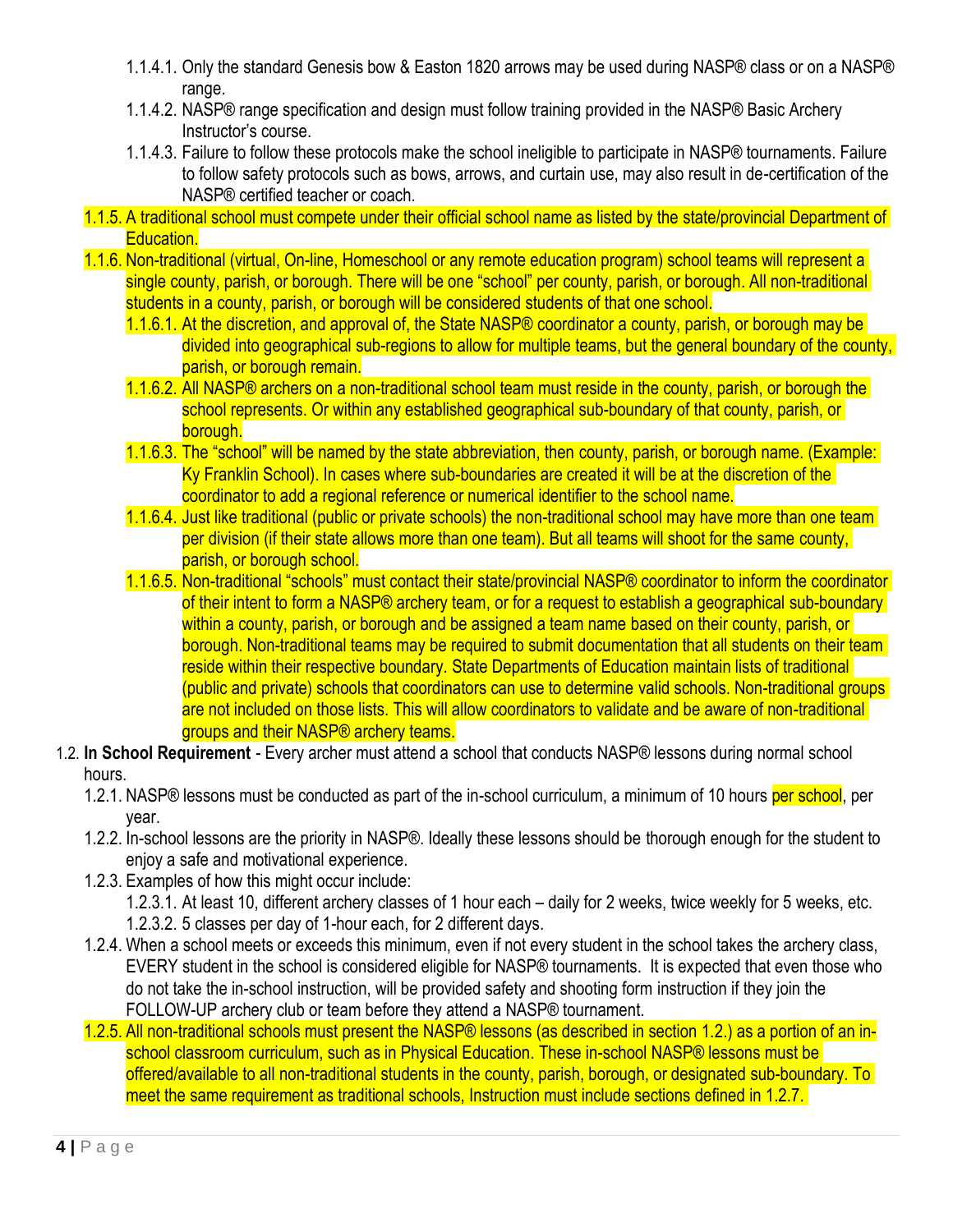1.1.4.1. Only the standard Genesis bow & Easton 1820 arrows may be used during NASP® class or on a NASP® range.

1.1.4.2. NASP® range specification and design must follow training provided in the NASP® Basic Archery Instructor's course.

1.1.4.3. Failure to follow these protocols make the school ineligible to participate in NASP® tournaments. Failure to follow safety protocols such as bows, arrows, and curtain use, may also result in de-certification of the NASP® certified teacher or coach.

1.1.5. A traditional school must compete under their official school name as listed by the state/provincial Department of Education.

1.1.6. Non-traditional (virtual, On-line, Homeschool or any remote education program) school teams will represent a single county, parish, or borough. There will be one "school" per county, parish, or borough. All non-traditional students in a county, parish, or borough will be considered students of that one school.

1.1.6.1. At the discretion, and approval of, the State NASP® coordinator a county, parish, or borough may be divided into geographical sub-regions to allow for multiple teams, but the general boundary of the county, parish, or borough remain.

1.1.6.2. All NASP® archers on a non-traditional school team must reside in the county, parish, or borough the school represents. Or within any established geographical sub-boundary of that county, parish, or borough.

1.1.6.3. The "school" will be named by the state abbreviation, then county, parish, or borough name. (Example: Ky Franklin School). In cases where sub-boundaries are created it will be at the discretion of the coordinator to add a regional reference or numerical identifier to the school name.

1.1.6.4. Just like traditional (public or private schools) the non-traditional school may have more than one team per division (if their state allows more than one team). But all teams will shoot for the same county, parish, or borough school.

1.1.6.5. Non-traditional "schools" must contact their state/provincial NASP® coordinator to inform the coordinator of their intent to form a NASP® archery team, or for a request to establish a geographical sub-boundary within a county, parish, or borough and be assigned a team name based on their county, parish, or borough. Non-traditional teams may be required to submit documentation that all students on their team reside within their respective boundary. State Departments of Education maintain lists of traditional (public and private) schools that coordinators can use to determine valid schools. Non-traditional groups are not included on those lists. This will allow coordinators to validate and be aware of non-traditional groups and their NASP® archery teams.

1.2. **In School Requirement** - Every archer must attend a school that conducts NASP® lessons during normal school hours.

1.2.1. NASP® lessons must be conducted as part of the in-school curriculum, a minimum of 10 hours per school, per year.

1.2.2. In-school lessons are the priority in NASP®. Ideally these lessons should be thorough enough for the student to enjoy a safe and motivational experience.

1.2.3. Examples of how this might occur include:

1.2.3.1. At least 10, different archery classes of 1 hour each – daily for 2 weeks, twice weekly for 5 weeks, etc.

1.2.3.2. 5 classes per day of 1-hour each, for 2 different days.

1.2.4. When a school meets or exceeds this minimum, even if not every student in the school takes the archery class, EVERY student in the school is considered eligible for NASP® tournaments. It is expected that even those who do not take the in-school instruction, will be provided safety and shooting form instruction if they join the FOLLOW-UP archery club or team before they attend a NASP® tournament.

1.2.5. All non-traditional schools must present the NASP® lessons (as described in section 1.2.) as a portion of an in-school classroom curriculum, such as in Physical Education. These in-school NASP® lessons must be offered/available to all non-traditional students in the county, parish, borough, or designated sub-boundary. To meet the same requirement as traditional schools, Instruction must include sections defined in 1.2.7.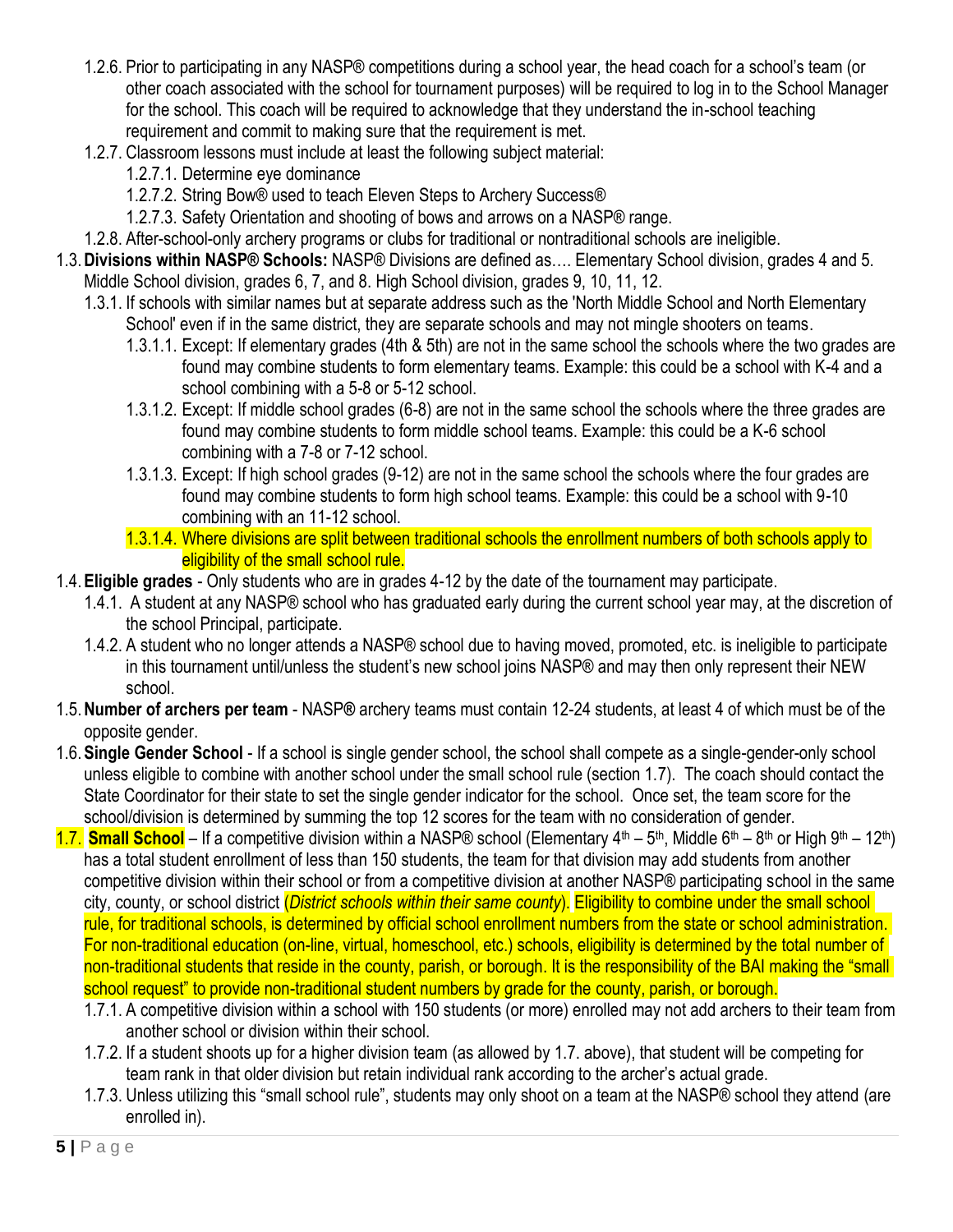- 1.2.6. Prior to participating in any NASP® competitions during a school year, the head coach for a school's team (or other coach associated with the school for tournament purposes) will be required to log in to the School Manager for the school. This coach will be required to acknowledge that they understand the in-school teaching requirement and commit to making sure that the requirement is met.
- 1.2.7. Classroom lessons must include at least the following subject material:
  - 1.2.7.1. Determine eye dominance
  - 1.2.7.2. String Bow® used to teach Eleven Steps to Archery Success®
  - 1.2.7.3. Safety Orientation and shooting of bows and arrows on a NASP® range.
- 1.2.8. After-school-only archery programs or clubs for traditional or nontraditional schools are ineligible.

1.3. **Divisions within NASP® Schools:** NASP® Divisions are defined as…. Elementary School division, grades 4 and 5. Middle School division, grades 6, 7, and 8. High School division, grades 9, 10, 11, 12.

- 1.3.1. If schools with similar names but at separate address such as the 'North Middle School and North Elementary School' even if in the same district, they are separate schools and may not mingle shooters on teams.
  - 1.3.1.1. Except: If elementary grades (4th & 5th) are not in the same school the schools where the two grades are found may combine students to form elementary teams. Example: this could be a school with K-4 and a school combining with a 5-8 or 5-12 school.
  - 1.3.1.2. Except: If middle school grades (6-8) are not in the same school the schools where the three grades are found may combine students to form middle school teams. Example: this could be a K-6 school combining with a 7-8 or 7-12 school.
  - 1.3.1.3. Except: If high school grades (9-12) are not in the same school the schools where the four grades are found may combine students to form high school teams. Example: this could be a school with 9-10 combining with an 11-12 school.
  - 1.3.1.4. Where divisions are split between traditional schools the enrollment numbers of both schools apply to eligibility of the small school rule.

1.4. **Eligible grades** - Only students who are in grades 4-12 by the date of the tournament may participate.

- 1.4.1. A student at any NASP® school who has graduated early during the current school year may, at the discretion of the school Principal, participate.
- 1.4.2. A student who no longer attends a NASP® school due to having moved, promoted, etc. is ineligible to participate in this tournament until/unless the student's new school joins NASP® and may then only represent their NEW school.

1.5. **Number of archers per team** - NASP® archery teams must contain 12-24 students, at least 4 of which must be of the opposite gender.

1.6. **Single Gender School** - If a school is single gender school, the school shall compete as a single-gender-only school unless eligible to combine with another school under the small school rule (section 1.7). The coach should contact the State Coordinator for their state to set the single gender indicator for the school. Once set, the team score for the school/division is determined by summing the top 12 scores for the team with no consideration of gender.

1.7. **Small School** – If a competitive division within a NASP® school (Elementary 4th – 5th, Middle 6th – 8th or High 9th – 12th) has a total student enrollment of less than 150 students, the team for that division may add students from another competitive division within their school or from a competitive division at another NASP® participating school in the same city, county, or school district (*District schools within their same county*). Eligibility to combine under the small school rule, for traditional schools, is determined by official school enrollment numbers from the state or school administration. For non-traditional education (on-line, virtual, homeschool, etc.) schools, eligibility is determined by the total number of non-traditional students that reside in the county, parish, or borough. It is the responsibility of the BAI making the "small school request" to provide non-traditional student numbers by grade for the county, parish, or borough.

- 1.7.1. A competitive division within a school with 150 students (or more) enrolled may not add archers to their team from another school or division within their school.
- 1.7.2. If a student shoots up for a higher division team (as allowed by 1.7. above), that student will be competing for team rank in that older division but retain individual rank according to the archer's actual grade.
- 1.7.3. Unless utilizing this "small school rule", students may only shoot on a team at the NASP® school they attend (are enrolled in).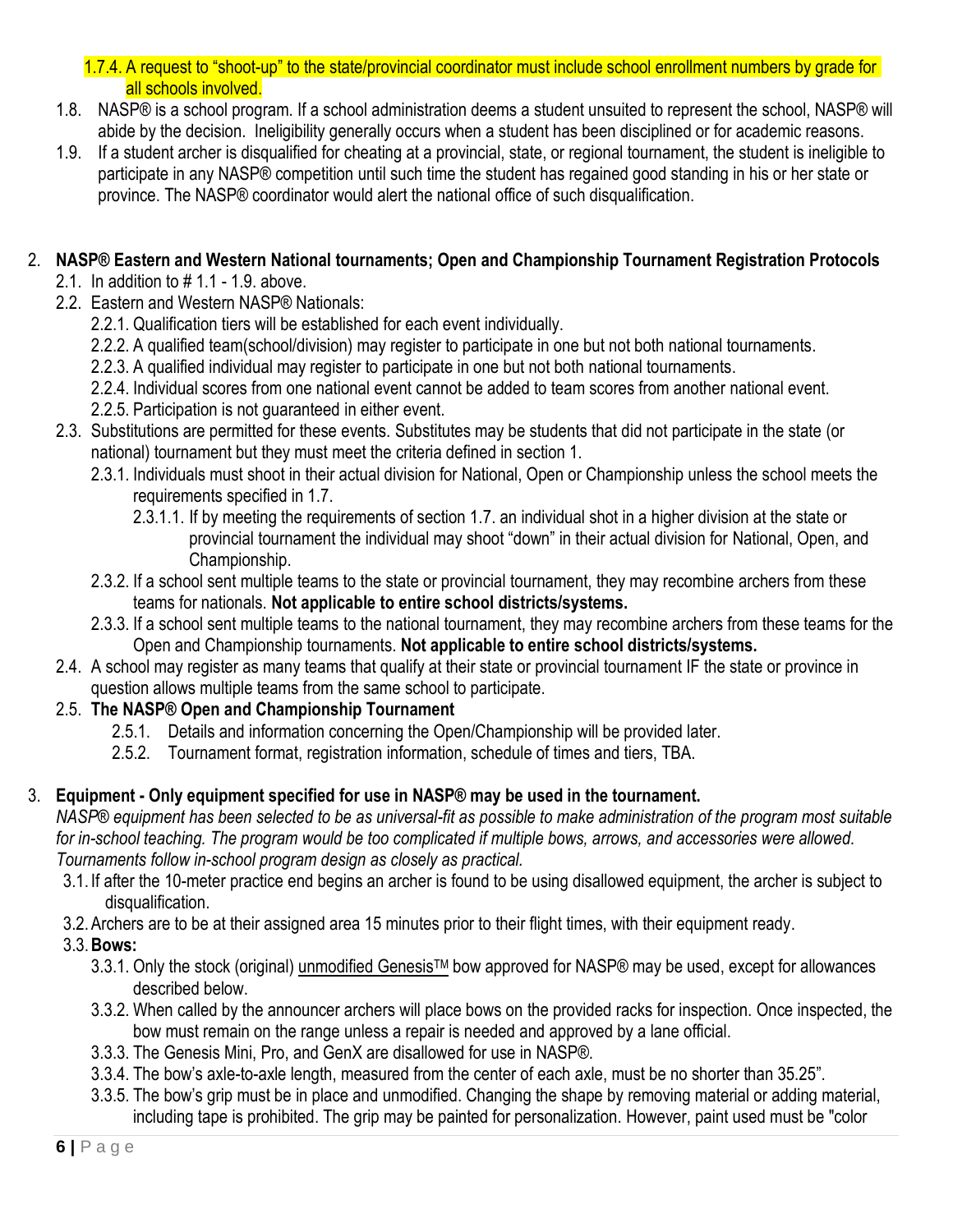1.7.4. A request to "shoot-up" to the state/provincial coordinator must include school enrollment numbers by grade for all schools involved.

1.8. NASP® is a school program. If a school administration deems a student unsuited to represent the school, NASP® will abide by the decision. Ineligibility generally occurs when a student has been disciplined or for academic reasons.

1.9. If a student archer is disqualified for cheating at a provincial, state, or regional tournament, the student is ineligible to participate in any NASP® competition until such time the student has regained good standing in his or her state or province. The NASP® coordinator would alert the national office of such disqualification.

2. **NASP® Eastern and Western National tournaments; Open and Championship Tournament Registration Protocols**
   - 2.1. In addition to # 1.1 - 1.9. above.
   - 2.2. Eastern and Western NASP® Nationals:
     - 2.2.1. Qualification tiers will be established for each event individually.
     - 2.2.2. A qualified team(school/division) may register to participate in one but not both national tournaments.
     - 2.2.3. A qualified individual may register to participate in one but not both national tournaments.
     - 2.2.4. Individual scores from one national event cannot be added to team scores from another national event.
     - 2.2.5. Participation is not guaranteed in either event.
   - 2.3. Substitutions are permitted for these events. Substitutes may be students that did not participate in the state (or national) tournament but they must meet the criteria defined in section 1.
     - 2.3.1. Individuals must shoot in their actual division for National, Open or Championship unless the school meets the requirements specified in 1.7.
       - 2.3.1.1. If by meeting the requirements of section 1.7. an individual shot in a higher division at the state or provincial tournament the individual may shoot "down" in their actual division for National, Open, and Championship.
     - 2.3.2. If a school sent multiple teams to the state or provincial tournament, they may recombine archers from these teams for nationals. **Not applicable to entire school districts/systems.**
     - 2.3.3. If a school sent multiple teams to the national tournament, they may recombine archers from these teams for the Open and Championship tournaments. **Not applicable to entire school districts/systems.**
   - 2.4. A school may register as many teams that qualify at their state or provincial tournament IF the state or province in question allows multiple teams from the same school to participate.
   - 2.5. **The NASP® Open and Championship Tournament**
     - 2.5.1. Details and information concerning the Open/Championship will be provided later.
     - 2.5.2. Tournament format, registration information, schedule of times and tiers, TBA.

3. **Equipment - Only equipment specified for use in NASP® may be used in the tournament.**
   *NASP® equipment has been selected to be as universal-fit as possible to make administration of the program most suitable for in-school teaching. The program would be too complicated if multiple bows, arrows, and accessories were allowed. Tournaments follow in-school program design as closely as practical.*
   - 3.1. If after the 10-meter practice end begins an archer is found to be using disallowed equipment, the archer is subject to disqualification.
   - 3.2. Archers are to be at their assigned area 15 minutes prior to their flight times, with their equipment ready.
   - 3.3. **Bows:**
     - 3.3.1. Only the stock (original) unmodified Genesis™ bow approved for NASP® may be used, except for allowances described below.
     - 3.3.2. When called by the announcer archers will place bows on the provided racks for inspection. Once inspected, the bow must remain on the range unless a repair is needed and approved by a lane official.
     - 3.3.3. The Genesis Mini, Pro, and GenX are disallowed for use in NASP®.
     - 3.3.4. The bow's axle-to-axle length, measured from the center of each axle, must be no shorter than 35.25".
     - 3.3.5. The bow's grip must be in place and unmodified. Changing the shape by removing material or adding material, including tape is prohibited. The grip may be painted for personalization. However, paint used must be "color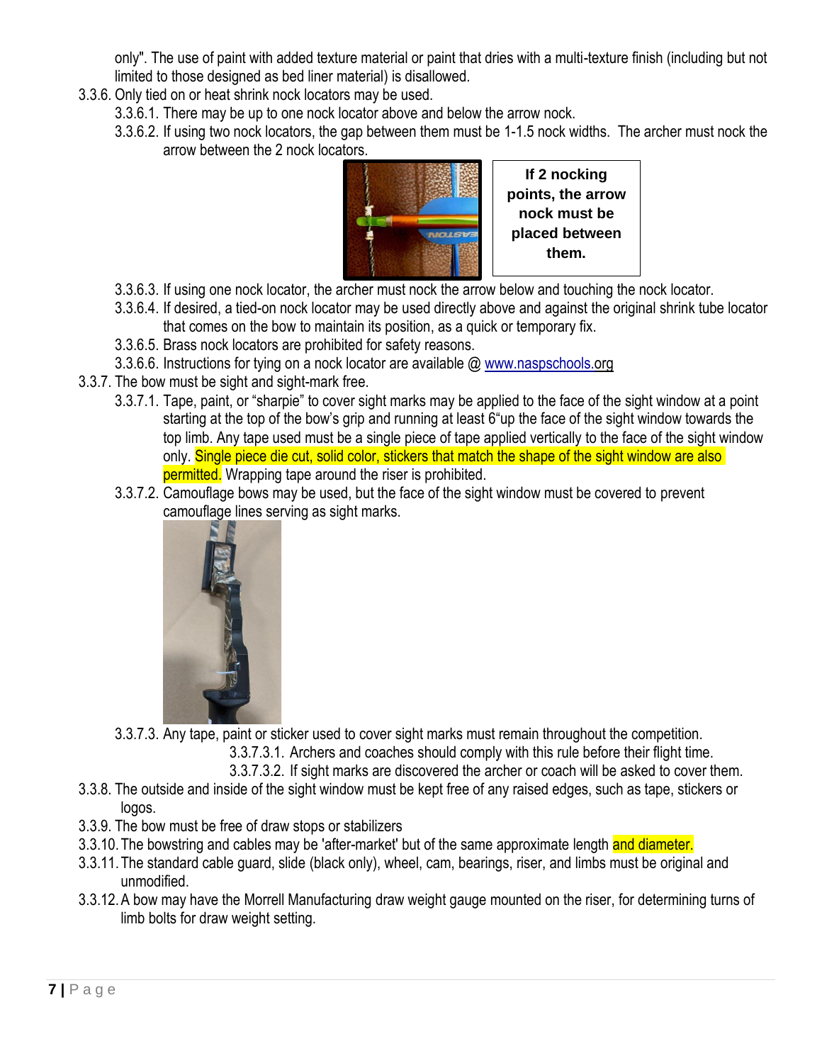only". The use of paint with added texture material or paint that dries with a multi-texture finish (including but not limited to those designed as bed liner material) is disallowed.

- 3.3.6. Only tied on or heat shrink nock locators may be used.
  - 3.3.6.1. There may be up to one nock locator above and below the arrow nock.
  - 3.3.6.2. If using two nock locators, the gap between them must be 1-1.5 nock widths. The archer must nock the arrow between the 2 nock locators.

**If 2 nocking points, the arrow nock must be placed between them.**

  - 3.3.6.3. If using one nock locator, the archer must nock the arrow below and touching the nock locator.
  - 3.3.6.4. If desired, a tied-on nock locator may be used directly above and against the original shrink tube locator that comes on the bow to maintain its position, as a quick or temporary fix.
  - 3.3.6.5. Brass nock locators are prohibited for safety reasons.
  - 3.3.6.6. Instructions for tying on a nock locator are available @ www.naspschools.org
- 3.3.7. The bow must be sight and sight-mark free.
  - 3.3.7.1. Tape, paint, or "sharpie" to cover sight marks may be applied to the face of the sight window at a point starting at the top of the bow's grip and running at least 6"up the face of the sight window towards the top limb. Any tape used must be a single piece of tape applied vertically to the face of the sight window only. Single piece die cut, solid color, stickers that match the shape of the sight window are also permitted. Wrapping tape around the riser is prohibited.
  - 3.3.7.2. Camouflage bows may be used, but the face of the sight window must be covered to prevent camouflage lines serving as sight marks.
  - 3.3.7.3. Any tape, paint or sticker used to cover sight marks must remain throughout the competition.
    - 3.3.7.3.1. Archers and coaches should comply with this rule before their flight time.
    - 3.3.7.3.2. If sight marks are discovered the archer or coach will be asked to cover them.
- 3.3.8. The outside and inside of the sight window must be kept free of any raised edges, such as tape, stickers or logos.
- 3.3.9. The bow must be free of draw stops or stabilizers
- 3.3.10. The bowstring and cables may be 'after-market' but of the same approximate length and diameter.
- 3.3.11. The standard cable guard, slide (black only), wheel, cam, bearings, riser, and limbs must be original and unmodified.
- 3.3.12. A bow may have the Morrell Manufacturing draw weight gauge mounted on the riser, for determining turns of limb bolts for draw weight setting.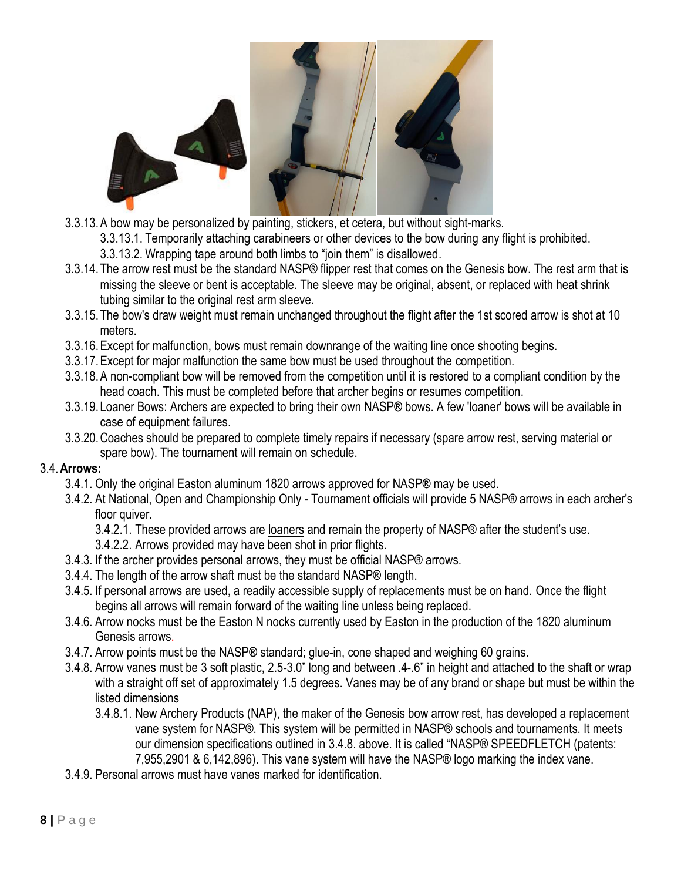- 3.3.13. A bow may be personalized by painting, stickers, et cetera, but without sight-marks.
  - 3.3.13.1. Temporarily attaching carabineers or other devices to the bow during any flight is prohibited.
  - 3.3.13.2. Wrapping tape around both limbs to "join them" is disallowed.
- 3.3.14. The arrow rest must be the standard NASP® flipper rest that comes on the Genesis bow. The rest arm that is missing the sleeve or bent is acceptable. The sleeve may be original, absent, or replaced with heat shrink tubing similar to the original rest arm sleeve.
- 3.3.15. The bow's draw weight must remain unchanged throughout the flight after the 1st scored arrow is shot at 10 meters.
- 3.3.16. Except for malfunction, bows must remain downrange of the waiting line once shooting begins.
- 3.3.17. Except for major malfunction the same bow must be used throughout the competition.
- 3.3.18. A non-compliant bow will be removed from the competition until it is restored to a compliant condition by the head coach. This must be completed before that archer begins or resumes competition.
- 3.3.19. Loaner Bows: Archers are expected to bring their own NASP**®** bows. A few 'loaner' bows will be available in case of equipment failures.
- 3.3.20. Coaches should be prepared to complete timely repairs if necessary (spare arrow rest, serving material or spare bow). The tournament will remain on schedule.

3.4. **Arrows:**

- 3.4.1. Only the original Easton aluminum 1820 arrows approved for NASP**®** may be used.
- 3.4.2. At National, Open and Championship Only - Tournament officials will provide 5 NASP® arrows in each archer's floor quiver.
  - 3.4.2.1. These provided arrows are loaners and remain the property of NASP® after the student's use.
  - 3.4.2.2. Arrows provided may have been shot in prior flights.
- 3.4.3. If the archer provides personal arrows, they must be official NASP® arrows.
- 3.4.4. The length of the arrow shaft must be the standard NASP® length.
- 3.4.5. If personal arrows are used, a readily accessible supply of replacements must be on hand. Once the flight begins all arrows will remain forward of the waiting line unless being replaced.
- 3.4.6. Arrow nocks must be the Easton N nocks currently used by Easton in the production of the 1820 aluminum Genesis arrows.
- 3.4.7. Arrow points must be the NASP**®** standard; glue-in, cone shaped and weighing 60 grains.
- 3.4.8. Arrow vanes must be 3 soft plastic, 2.5-3.0" long and between .4-.6" in height and attached to the shaft or wrap with a straight off set of approximately 1.5 degrees. Vanes may be of any brand or shape but must be within the listed dimensions
  - 3.4.8.1. New Archery Products (NAP), the maker of the Genesis bow arrow rest, has developed a replacement vane system for NASP®. This system will be permitted in NASP® schools and tournaments. It meets our dimension specifications outlined in 3.4.8. above. It is called "NASP® SPEEDFLETCH (patents: 7,955,2901 & 6,142,896). This vane system will have the NASP® logo marking the index vane.
- 3.4.9. Personal arrows must have vanes marked for identification.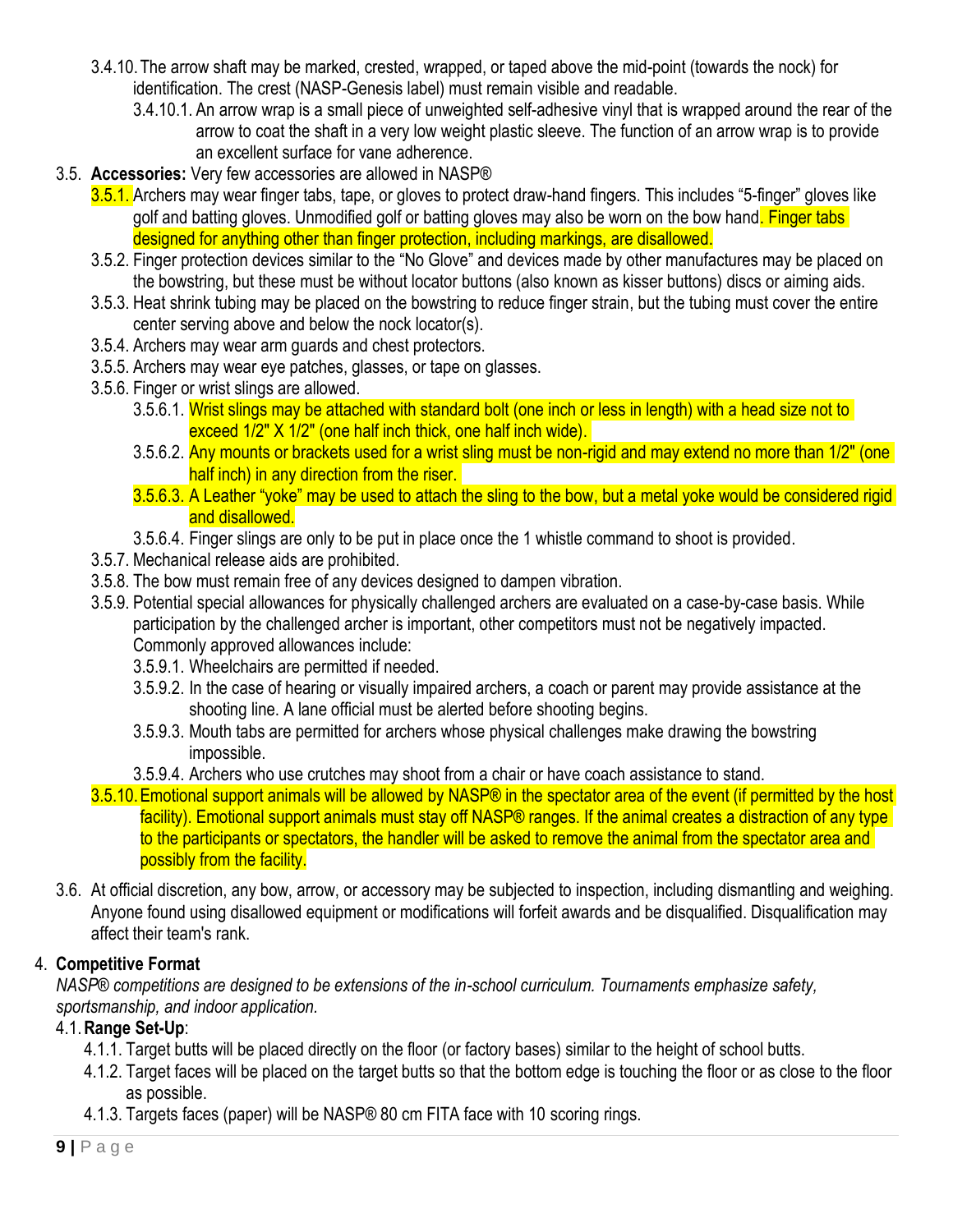- 3.4.10. The arrow shaft may be marked, crested, wrapped, or taped above the mid-point (towards the nock) for identification. The crest (NASP-Genesis label) must remain visible and readable.
  - 3.4.10.1. An arrow wrap is a small piece of unweighted self-adhesive vinyl that is wrapped around the rear of the arrow to coat the shaft in a very low weight plastic sleeve. The function of an arrow wrap is to provide an excellent surface for vane adherence.

3.5. **Accessories:** Very few accessories are allowed in NASP®

- 3.5.1. Archers may wear finger tabs, tape, or gloves to protect draw-hand fingers. This includes "5-finger" gloves like golf and batting gloves. Unmodified golf or batting gloves may also be worn on the bow hand. Finger tabs designed for anything other than finger protection, including markings, are disallowed.
- 3.5.2. Finger protection devices similar to the "No Glove" and devices made by other manufactures may be placed on the bowstring, but these must be without locator buttons (also known as kisser buttons) discs or aiming aids.
- 3.5.3. Heat shrink tubing may be placed on the bowstring to reduce finger strain, but the tubing must cover the entire center serving above and below the nock locator(s).
- 3.5.4. Archers may wear arm guards and chest protectors.
- 3.5.5. Archers may wear eye patches, glasses, or tape on glasses.
- 3.5.6. Finger or wrist slings are allowed.
  - 3.5.6.1. Wrist slings may be attached with standard bolt (one inch or less in length) with a head size not to exceed 1/2" X 1/2" (one half inch thick, one half inch wide).
  - 3.5.6.2. Any mounts or brackets used for a wrist sling must be non-rigid and may extend no more than 1/2" (one half inch) in any direction from the riser.
  - 3.5.6.3. A Leather "yoke" may be used to attach the sling to the bow, but a metal yoke would be considered rigid and disallowed.
  - 3.5.6.4. Finger slings are only to be put in place once the 1 whistle command to shoot is provided.
- 3.5.7. Mechanical release aids are prohibited.
- 3.5.8. The bow must remain free of any devices designed to dampen vibration.
- 3.5.9. Potential special allowances for physically challenged archers are evaluated on a case-by-case basis. While participation by the challenged archer is important, other competitors must not be negatively impacted. Commonly approved allowances include:
  - 3.5.9.1. Wheelchairs are permitted if needed.
  - 3.5.9.2. In the case of hearing or visually impaired archers, a coach or parent may provide assistance at the shooting line. A lane official must be alerted before shooting begins.
  - 3.5.9.3. Mouth tabs are permitted for archers whose physical challenges make drawing the bowstring impossible.
  - 3.5.9.4. Archers who use crutches may shoot from a chair or have coach assistance to stand.
- 3.5.10. Emotional support animals will be allowed by NASP® in the spectator area of the event (if permitted by the host facility). Emotional support animals must stay off NASP® ranges. If the animal creates a distraction of any type to the participants or spectators, the handler will be asked to remove the animal from the spectator area and possibly from the facility.

3.6. At official discretion, any bow, arrow, or accessory may be subjected to inspection, including dismantling and weighing. Anyone found using disallowed equipment or modifications will forfeit awards and be disqualified. Disqualification may affect their team's rank.

## 4. Competitive Format

*NASP® competitions are designed to be extensions of the in-school curriculum. Tournaments emphasize safety, sportsmanship, and indoor application.*

### 4.1. Range Set-Up:

- 4.1.1. Target butts will be placed directly on the floor (or factory bases) similar to the height of school butts.
- 4.1.2. Target faces will be placed on the target butts so that the bottom edge is touching the floor or as close to the floor as possible.
- 4.1.3. Targets faces (paper) will be NASP® 80 cm FITA face with 10 scoring rings.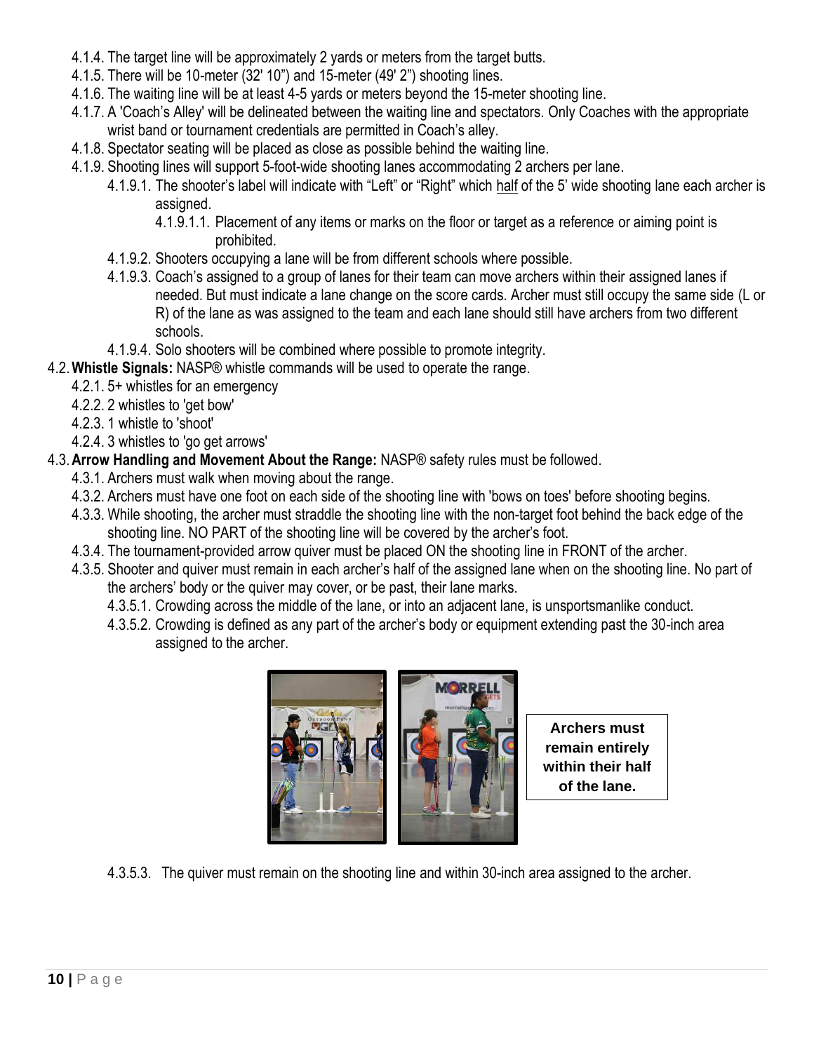- 4.1.4. The target line will be approximately 2 yards or meters from the target butts.
- 4.1.5. There will be 10-meter (32' 10") and 15-meter (49' 2") shooting lines.
- 4.1.6. The waiting line will be at least 4-5 yards or meters beyond the 15-meter shooting line.
- 4.1.7. A 'Coach's Alley' will be delineated between the waiting line and spectators. Only Coaches with the appropriate wrist band or tournament credentials are permitted in Coach's alley.
- 4.1.8. Spectator seating will be placed as close as possible behind the waiting line.
- 4.1.9. Shooting lines will support 5-foot-wide shooting lanes accommodating 2 archers per lane.
    - 4.1.9.1. The shooter's label will indicate with "Left" or "Right" which half of the 5' wide shooting lane each archer is assigned.
        - 4.1.9.1.1. Placement of any items or marks on the floor or target as a reference or aiming point is prohibited.
    - 4.1.9.2. Shooters occupying a lane will be from different schools where possible.
    - 4.1.9.3. Coach's assigned to a group of lanes for their team can move archers within their assigned lanes if needed. But must indicate a lane change on the score cards. Archer must still occupy the same side (L or R) of the lane as was assigned to the team and each lane should still have archers from two different schools.
    - 4.1.9.4. Solo shooters will be combined where possible to promote integrity.

4.2. **Whistle Signals:** NASP® whistle commands will be used to operate the range.

- 4.2.1. 5+ whistles for an emergency
- 4.2.2. 2 whistles to 'get bow'
- 4.2.3. 1 whistle to 'shoot'
- 4.2.4. 3 whistles to 'go get arrows'

4.3. **Arrow Handling and Movement About the Range:** NASP® safety rules must be followed.

- 4.3.1. Archers must walk when moving about the range.
- 4.3.2. Archers must have one foot on each side of the shooting line with 'bows on toes' before shooting begins.
- 4.3.3. While shooting, the archer must straddle the shooting line with the non-target foot behind the back edge of the shooting line. NO PART of the shooting line will be covered by the archer's foot.
- 4.3.4. The tournament-provided arrow quiver must be placed ON the shooting line in FRONT of the archer.
- 4.3.5. Shooter and quiver must remain in each archer's half of the assigned lane when on the shooting line. No part of the archers' body or the quiver may cover, or be past, their lane marks.
    - 4.3.5.1. Crowding across the middle of the lane, or into an adjacent lane, is unsportsmanlike conduct.
    - 4.3.5.2. Crowding is defined as any part of the archer's body or equipment extending past the 30-inch area assigned to the archer.

**Archers must remain entirely within their half of the lane.**

- 4.3.5.3. The quiver must remain on the shooting line and within 30-inch area assigned to the archer.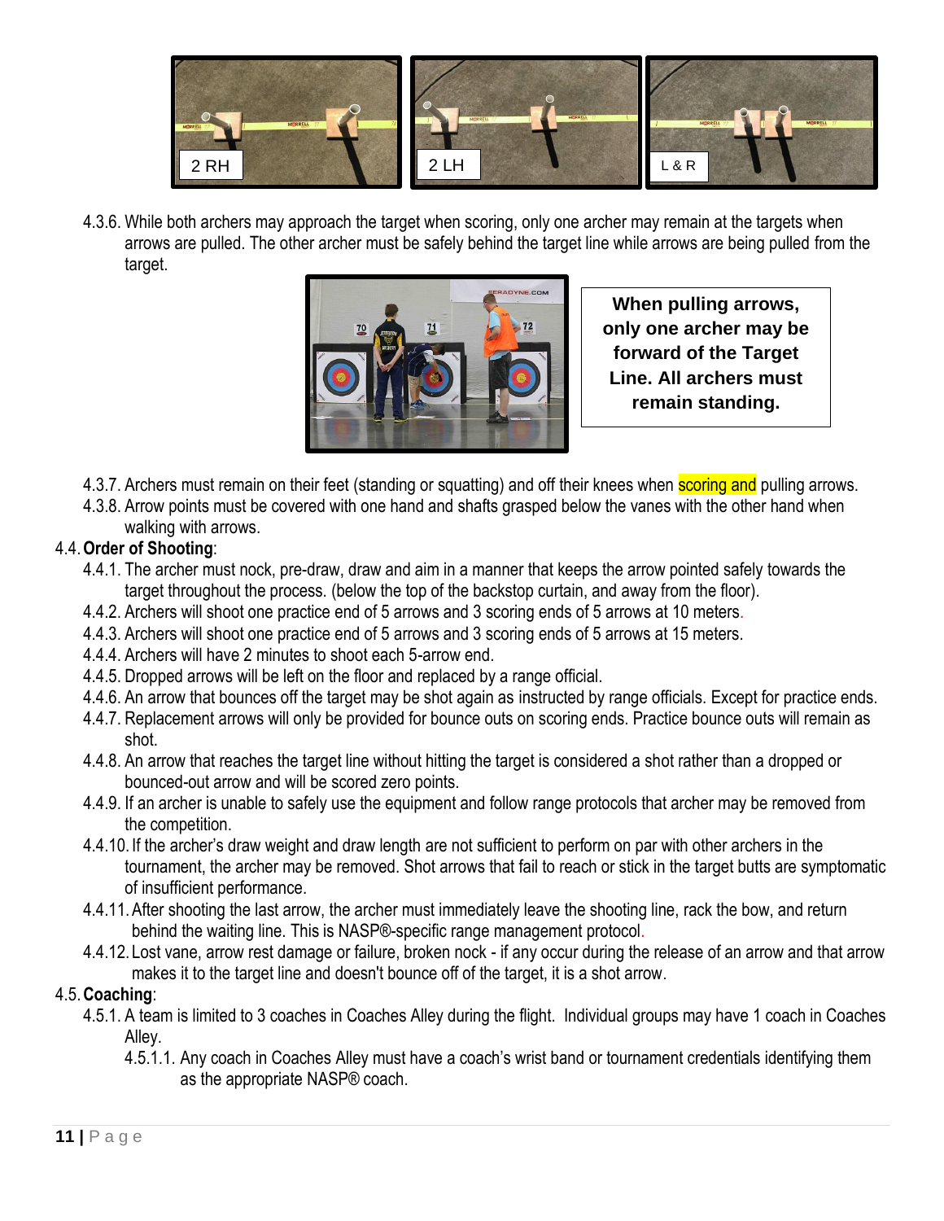2 RH

2 LH

L & R

4.3.6. While both archers may approach the target when scoring, only one archer may remain at the targets when arrows are pulled. The other archer must be safely behind the target line while arrows are being pulled from the target.

**When pulling arrows, only one archer may be forward of the Target Line. All archers must remain standing.**

4.3.7. Archers must remain on their feet (standing or squatting) and off their knees when scoring and pulling arrows.

4.3.8. Arrow points must be covered with one hand and shafts grasped below the vanes with the other hand when walking with arrows.

4.4. **Order of Shooting**:

4.4.1. The archer must nock, pre-draw, draw and aim in a manner that keeps the arrow pointed safely towards the target throughout the process. (below the top of the backstop curtain, and away from the floor).

4.4.2. Archers will shoot one practice end of 5 arrows and 3 scoring ends of 5 arrows at 10 meters.

4.4.3. Archers will shoot one practice end of 5 arrows and 3 scoring ends of 5 arrows at 15 meters.

4.4.4. Archers will have 2 minutes to shoot each 5-arrow end.

4.4.5. Dropped arrows will be left on the floor and replaced by a range official.

4.4.6. An arrow that bounces off the target may be shot again as instructed by range officials. Except for practice ends.

4.4.7. Replacement arrows will only be provided for bounce outs on scoring ends. Practice bounce outs will remain as shot.

4.4.8. An arrow that reaches the target line without hitting the target is considered a shot rather than a dropped or bounced-out arrow and will be scored zero points.

4.4.9. If an archer is unable to safely use the equipment and follow range protocols that archer may be removed from the competition.

4.4.10. If the archer's draw weight and draw length are not sufficient to perform on par with other archers in the tournament, the archer may be removed. Shot arrows that fail to reach or stick in the target butts are symptomatic of insufficient performance.

4.4.11. After shooting the last arrow, the archer must immediately leave the shooting line, rack the bow, and return behind the waiting line. This is NASP®-specific range management protocol.

4.4.12. Lost vane, arrow rest damage or failure, broken nock - if any occur during the release of an arrow and that arrow makes it to the target line and doesn't bounce off of the target, it is a shot arrow.

4.5. **Coaching**:

4.5.1. A team is limited to 3 coaches in Coaches Alley during the flight. Individual groups may have 1 coach in Coaches Alley.

4.5.1.1. Any coach in Coaches Alley must have a coach's wrist band or tournament credentials identifying them as the appropriate NASP® coach.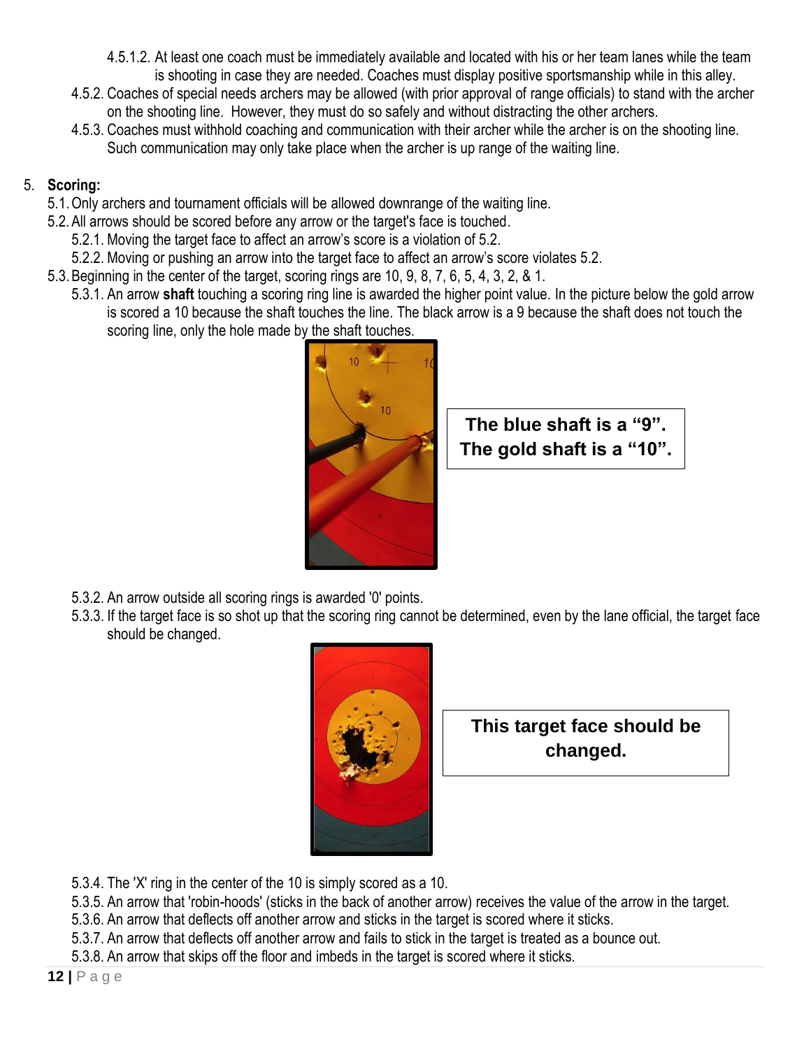4.5.1.2. At least one coach must be immediately available and located with his or her team lanes while the team is shooting in case they are needed. Coaches must display positive sportsmanship while in this alley.

4.5.2. Coaches of special needs archers may be allowed (with prior approval of range officials) to stand with the archer on the shooting line. However, they must do so safely and without distracting the other archers.

4.5.3. Coaches must withhold coaching and communication with their archer while the archer is on the shooting line. Such communication may only take place when the archer is up range of the waiting line.

5. **Scoring:**

5.1. Only archers and tournament officials will be allowed downrange of the waiting line.

5.2. All arrows should be scored before any arrow or the target's face is touched.

5.2.1. Moving the target face to affect an arrow's score is a violation of 5.2.

5.2.2. Moving or pushing an arrow into the target face to affect an arrow's score violates 5.2.

5.3. Beginning in the center of the target, scoring rings are 10, 9, 8, 7, 6, 5, 4, 3, 2, & 1.

5.3.1. An arrow **shaft** touching a scoring ring line is awarded the higher point value. In the picture below the gold arrow is scored a 10 because the shaft touches the line. The black arrow is a 9 because the shaft does not touch the scoring line, only the hole made by the shaft touches.

**The blue shaft is a "9". The gold shaft is a "10".**

5.3.2. An arrow outside all scoring rings is awarded '0' points.

5.3.3. If the target face is so shot up that the scoring ring cannot be determined, even by the lane official, the target face should be changed.

**This target face should be changed.**

5.3.4. The 'X' ring in the center of the 10 is simply scored as a 10.

5.3.5. An arrow that 'robin-hoods' (sticks in the back of another arrow) receives the value of the arrow in the target.

5.3.6. An arrow that deflects off another arrow and sticks in the target is scored where it sticks.

5.3.7. An arrow that deflects off another arrow and fails to stick in the target is treated as a bounce out.

5.3.8. An arrow that skips off the floor and imbeds in the target is scored where it sticks.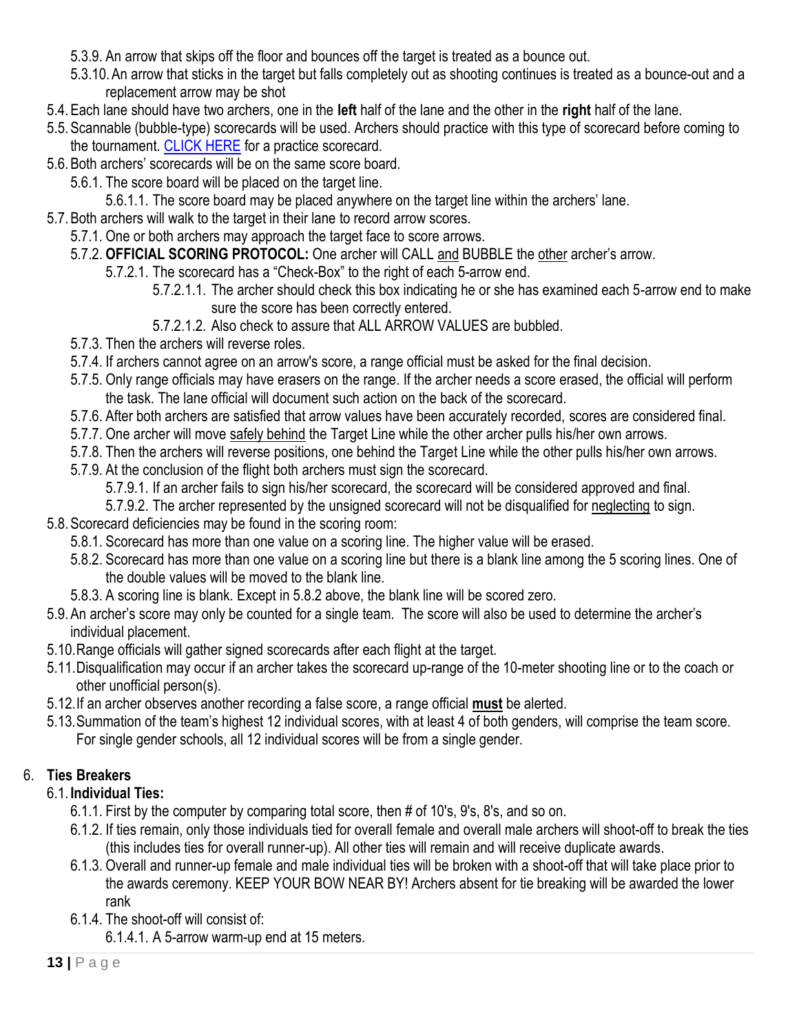- 5.3.9. An arrow that skips off the floor and bounces off the target is treated as a bounce out.
- 5.3.10. An arrow that sticks in the target but falls completely out as shooting continues is treated as a bounce-out and a replacement arrow may be shot

5.4. Each lane should have two archers, one in the **left** half of the lane and the other in the **right** half of the lane.

5.5. Scannable (bubble-type) scorecards will be used. Archers should practice with this type of scorecard before coming to the tournament. [CLICK HERE] for a practice scorecard.

5.6. Both archers' scorecards will be on the same score board.
- 5.6.1. The score board will be placed on the target line.
  - 5.6.1.1. The score board may be placed anywhere on the target line within the archers' lane.

5.7. Both archers will walk to the target in their lane to record arrow scores.
- 5.7.1. One or both archers may approach the target face to score arrows.
- 5.7.2. **OFFICIAL SCORING PROTOCOL:** One archer will CALL and BUBBLE the other archer's arrow.
  - 5.7.2.1. The scorecard has a "Check-Box" to the right of each 5-arrow end.
    - 5.7.2.1.1. The archer should check this box indicating he or she has examined each 5-arrow end to make sure the score has been correctly entered.
    - 5.7.2.1.2. Also check to assure that ALL ARROW VALUES are bubbled.
- 5.7.3. Then the archers will reverse roles.
- 5.7.4. If archers cannot agree on an arrow's score, a range official must be asked for the final decision.
- 5.7.5. Only range officials may have erasers on the range. If the archer needs a score erased, the official will perform the task. The lane official will document such action on the back of the scorecard.
- 5.7.6. After both archers are satisfied that arrow values have been accurately recorded, scores are considered final.
- 5.7.7. One archer will move safely behind the Target Line while the other archer pulls his/her own arrows.
- 5.7.8. Then the archers will reverse positions, one behind the Target Line while the other pulls his/her own arrows.
- 5.7.9. At the conclusion of the flight both archers must sign the scorecard.
  - 5.7.9.1. If an archer fails to sign his/her scorecard, the scorecard will be considered approved and final.
  - 5.7.9.2. The archer represented by the unsigned scorecard will not be disqualified for neglecting to sign.

5.8. Scorecard deficiencies may be found in the scoring room:
- 5.8.1. Scorecard has more than one value on a scoring line. The higher value will be erased.
- 5.8.2. Scorecard has more than one value on a scoring line but there is a blank line among the 5 scoring lines. One of the double values will be moved to the blank line.
- 5.8.3. A scoring line is blank. Except in 5.8.2 above, the blank line will be scored zero.

5.9. An archer's score may only be counted for a single team. The score will also be used to determine the archer's individual placement.

5.10. Range officials will gather signed scorecards after each flight at the target.

5.11. Disqualification may occur if an archer takes the scorecard up-range of the 10-meter shooting line or to the coach or other unofficial person(s).

5.12. If an archer observes another recording a false score, a range official **must** be alerted.

5.13. Summation of the team's highest 12 individual scores, with at least 4 of both genders, will comprise the team score. For single gender schools, all 12 individual scores will be from a single gender.

## 6. Ties Breakers

### 6.1. Individual Ties:

- 6.1.1. First by the computer by comparing total score, then # of 10's, 9's, 8's, and so on.
- 6.1.2. If ties remain, only those individuals tied for overall female and overall male archers will shoot-off to break the ties (this includes ties for overall runner-up). All other ties will remain and will receive duplicate awards.
- 6.1.3. Overall and runner-up female and male individual ties will be broken with a shoot-off that will take place prior to the awards ceremony. KEEP YOUR BOW NEAR BY! Archers absent for tie breaking will be awarded the lower rank
- 6.1.4. The shoot-off will consist of:
  - 6.1.4.1. A 5-arrow warm-up end at 15 meters.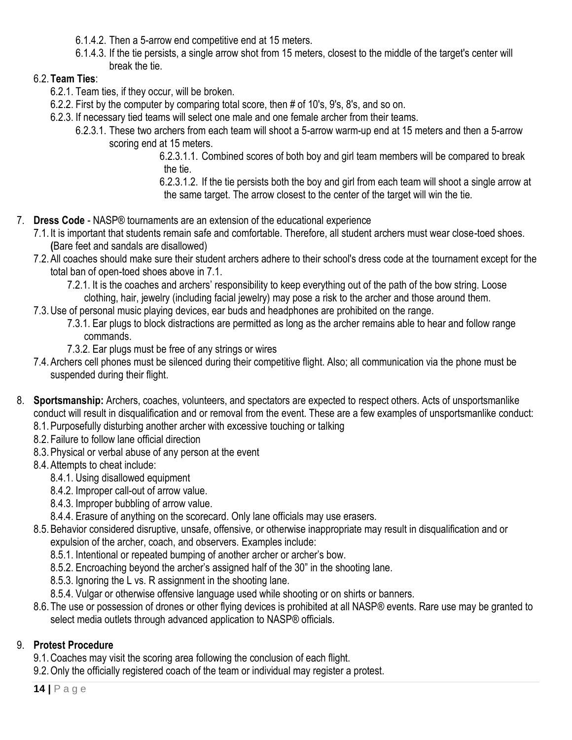- 6.1.4.2. Then a 5-arrow end competitive end at 15 meters.
- 6.1.4.3. If the tie persists, a single arrow shot from 15 meters, closest to the middle of the target's center will break the tie.

6.2. **Team Ties**:

- 6.2.1. Team ties, if they occur, will be broken.
- 6.2.2. First by the computer by comparing total score, then # of 10's, 9's, 8's, and so on.
- 6.2.3. If necessary tied teams will select one male and one female archer from their teams.
  - 6.2.3.1. These two archers from each team will shoot a 5-arrow warm-up end at 15 meters and then a 5-arrow scoring end at 15 meters.
    - 6.2.3.1.1. Combined scores of both boy and girl team members will be compared to break the tie.
    - 6.2.3.1.2. If the tie persists both the boy and girl from each team will shoot a single arrow at the same target. The arrow closest to the center of the target will win the tie.

7. **Dress Code** - NASP® tournaments are an extension of the educational experience

- 7.1. It is important that students remain safe and comfortable. Therefore, all student archers must wear close-toed shoes. **(**Bare feet and sandals are disallowed)
- 7.2. All coaches should make sure their student archers adhere to their school's dress code at the tournament except for the total ban of open-toed shoes above in 7.1.
  - 7.2.1. It is the coaches and archers' responsibility to keep everything out of the path of the bow string. Loose clothing, hair, jewelry (including facial jewelry) may pose a risk to the archer and those around them.
- 7.3. Use of personal music playing devices, ear buds and headphones are prohibited on the range.
  - 7.3.1. Ear plugs to block distractions are permitted as long as the archer remains able to hear and follow range commands.
  - 7.3.2. Ear plugs must be free of any strings or wires
- 7.4. Archers cell phones must be silenced during their competitive flight. Also; all communication via the phone must be suspended during their flight.

8. **Sportsmanship:** Archers, coaches, volunteers, and spectators are expected to respect others. Acts of unsportsmanlike conduct will result in disqualification and or removal from the event. These are a few examples of unsportsmanlike conduct:

- 8.1. Purposefully disturbing another archer with excessive touching or talking
- 8.2. Failure to follow lane official direction
- 8.3. Physical or verbal abuse of any person at the event
- 8.4. Attempts to cheat include:
  - 8.4.1. Using disallowed equipment
  - 8.4.2. Improper call-out of arrow value.
  - 8.4.3. Improper bubbling of arrow value.
  - 8.4.4. Erasure of anything on the scorecard. Only lane officials may use erasers.
- 8.5. Behavior considered disruptive, unsafe, offensive, or otherwise inappropriate may result in disqualification and or expulsion of the archer, coach, and observers. Examples include:
  - 8.5.1. Intentional or repeated bumping of another archer or archer's bow.
  - 8.5.2. Encroaching beyond the archer's assigned half of the 30" in the shooting lane.
  - 8.5.3. Ignoring the L vs. R assignment in the shooting lane.
  - 8.5.4. Vulgar or otherwise offensive language used while shooting or on shirts or banners.
- 8.6. The use or possession of drones or other flying devices is prohibited at all NASP® events. Rare use may be granted to select media outlets through advanced application to NASP® officials.

9. **Protest Procedure**

- 9.1. Coaches may visit the scoring area following the conclusion of each flight.
- 9.2. Only the officially registered coach of the team or individual may register a protest.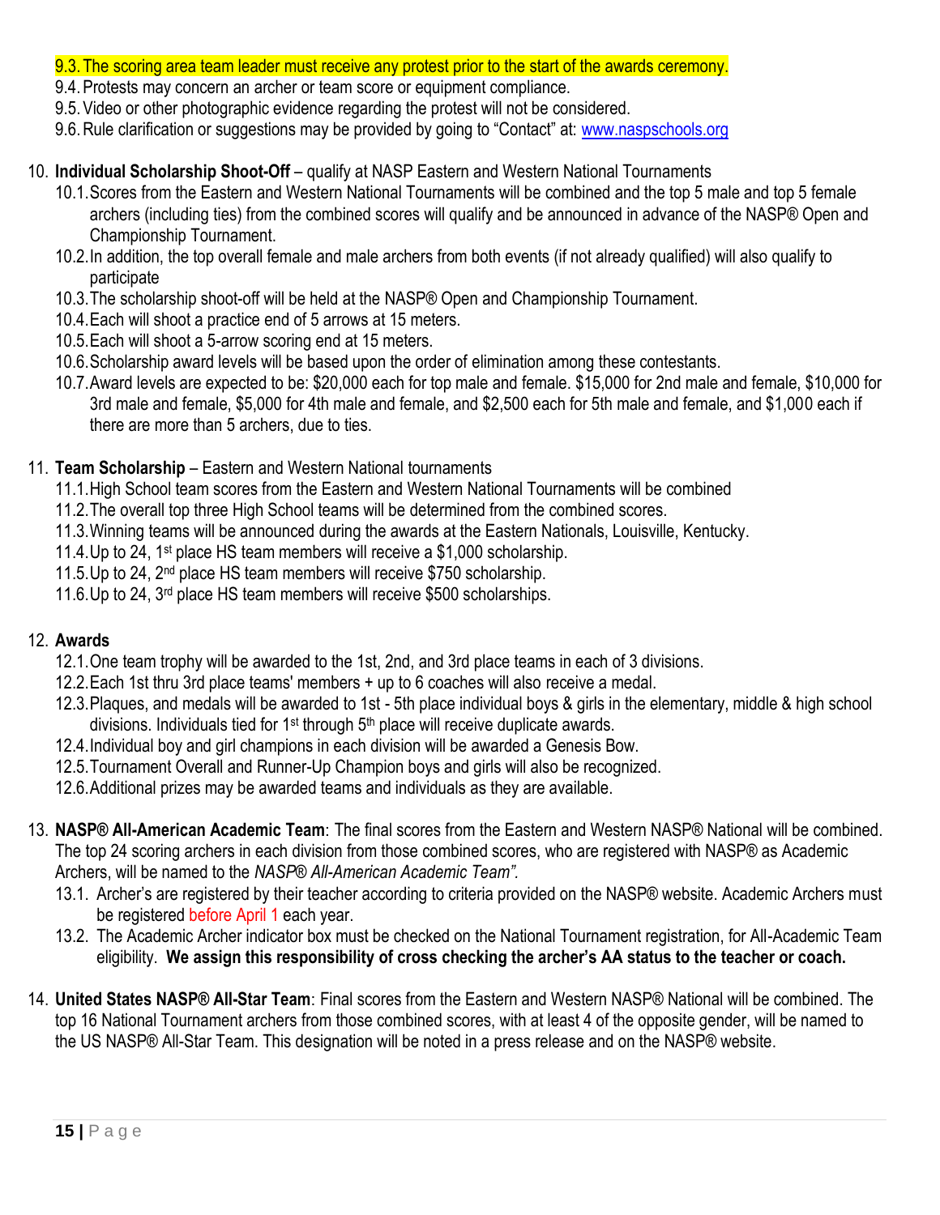9.3. The scoring area team leader must receive any protest prior to the start of the awards ceremony.

9.4. Protests may concern an archer or team score or equipment compliance.

9.5. Video or other photographic evidence regarding the protest will not be considered.

9.6. Rule clarification or suggestions may be provided by going to "Contact" at: www.naspschools.org

10. **Individual Scholarship Shoot-Off** – qualify at NASP Eastern and Western National Tournaments
    - 10.1. Scores from the Eastern and Western National Tournaments will be combined and the top 5 male and top 5 female archers (including ties) from the combined scores will qualify and be announced in advance of the NASP® Open and Championship Tournament.
    - 10.2. In addition, the top overall female and male archers from both events (if not already qualified) will also qualify to participate
    - 10.3. The scholarship shoot-off will be held at the NASP® Open and Championship Tournament.
    - 10.4. Each will shoot a practice end of 5 arrows at 15 meters.
    - 10.5. Each will shoot a 5-arrow scoring end at 15 meters.
    - 10.6. Scholarship award levels will be based upon the order of elimination among these contestants.
    - 10.7. Award levels are expected to be: $20,000 each for top male and female. $15,000 for 2nd male and female, $10,000 for 3rd male and female, $5,000 for 4th male and female, and $2,500 each for 5th male and female, and $1,000 each if there are more than 5 archers, due to ties.

11. **Team Scholarship** – Eastern and Western National tournaments
    - 11.1. High School team scores from the Eastern and Western National Tournaments will be combined
    - 11.2. The overall top three High School teams will be determined from the combined scores.
    - 11.3. Winning teams will be announced during the awards at the Eastern Nationals, Louisville, Kentucky.
    - 11.4. Up to 24, 1st place HS team members will receive a $1,000 scholarship.
    - 11.5. Up to 24, 2nd place HS team members will receive $750 scholarship.
    - 11.6. Up to 24, 3rd place HS team members will receive $500 scholarships.

12. **Awards**
    - 12.1. One team trophy will be awarded to the 1st, 2nd, and 3rd place teams in each of 3 divisions.
    - 12.2. Each 1st thru 3rd place teams' members + up to 6 coaches will also receive a medal.
    - 12.3. Plaques, and medals will be awarded to 1st - 5th place individual boys & girls in the elementary, middle & high school divisions. Individuals tied for 1st through 5th place will receive duplicate awards.
    - 12.4. Individual boy and girl champions in each division will be awarded a Genesis Bow.
    - 12.5. Tournament Overall and Runner-Up Champion boys and girls will also be recognized.
    - 12.6. Additional prizes may be awarded teams and individuals as they are available.

13. **NASP® All-American Academic Team**: The final scores from the Eastern and Western NASP® National will be combined. The top 24 scoring archers in each division from those combined scores, who are registered with NASP® as Academic Archers, will be named to the *NASP® All-American Academic Team".*
    - 13.1. Archer's are registered by their teacher according to criteria provided on the NASP® website. Academic Archers must be registered before April 1 each year.
    - 13.2. The Academic Archer indicator box must be checked on the National Tournament registration, for All-Academic Team eligibility. **We assign this responsibility of cross checking the archer's AA status to the teacher or coach.**

14. **United States NASP® All-Star Team**: Final scores from the Eastern and Western NASP® National will be combined. The top 16 National Tournament archers from those combined scores, with at least 4 of the opposite gender, will be named to the US NASP® All-Star Team. This designation will be noted in a press release and on the NASP® website.